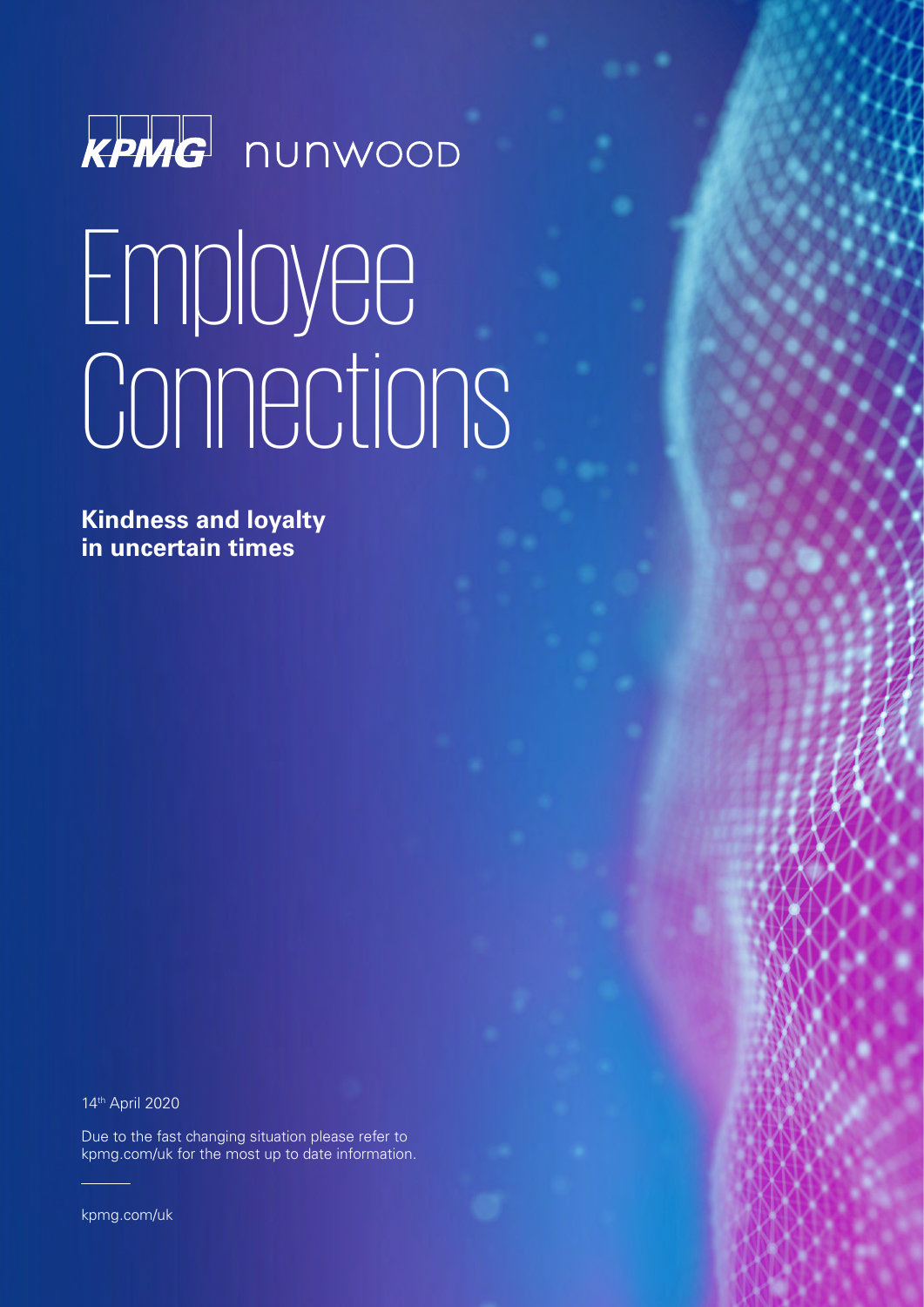KPMG nunwood

# Employee Connections

**Kindness and loyalty in uncertain times**

14th April 2020

Due to the fast changing situation please refer to kpmg.com/uk for the most up to date information.

kpmg.com/uk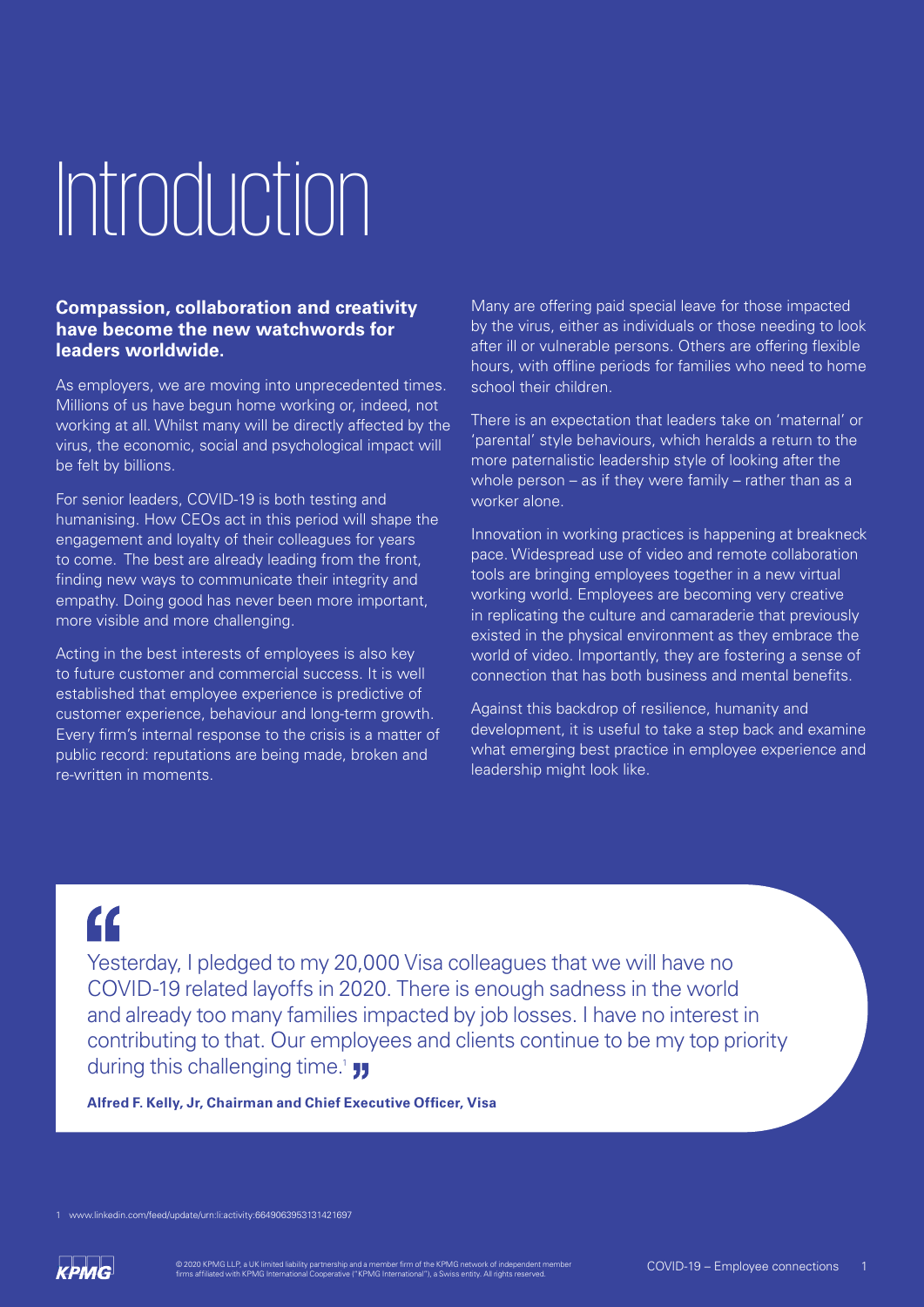# Introduction

**Compassion, collaboration and creativity have become the new watchwords for leaders worldwide.**

As employers, we are moving into unprecedented times. Millions of us have begun home working or, indeed, not working at all. Whilst many will be directly affected by the virus, the economic, social and psychological impact will be felt by billions.

For senior leaders, COVID-19 is both testing and humanising. How CEOs act in this period will shape the engagement and loyalty of their colleagues for years to come. The best are already leading from the front, finding new ways to communicate their integrity and empathy. Doing good has never been more important, more visible and more challenging.

Acting in the best interests of employees is also key to future customer and commercial success. It is well established that employee experience is predictive of customer experience, behaviour and long-term growth. Every firm's internal response to the crisis is a matter of public record: reputations are being made, broken and re-written in moments.

Many are offering paid special leave for those impacted by the virus, either as individuals or those needing to look after ill or vulnerable persons. Others are offering flexible hours, with offline periods for families who need to home school their children.

There is an expectation that leaders take on 'maternal' or 'parental' style behaviours, which heralds a return to the more paternalistic leadership style of looking after the whole person – as if they were family – rather than as a worker alone.

Innovation in working practices is happening at breakneck pace. Widespread use of video and remote collaboration tools are bringing employees together in a new virtual working world. Employees are becoming very creative in replicating the culture and camaraderie that previously existed in the physical environment as they embrace the world of video. Importantly, they are fostering a sense of connection that has both business and mental benefits.

Against this backdrop of resilience, humanity and development, it is useful to take a step back and examine what emerging best practice in employee experience and leadership might look like.

> "Yesterday, I pledged to my 20,000 Visa colleagues that we will have no COVID-19 related layoffs in 2020. There is enough sadness in the world and already too many families impacted by job losses. I have no interest in contributing to that. Our employees and clients continue to be my top priority during this challenging time.[1]"
>
> **Alfred F. Kelly, Jr, Chairman and Chief Executive Officer, Visa**

1 www.linkedin.com/feed/update/urn:li:activity:6649063953131421697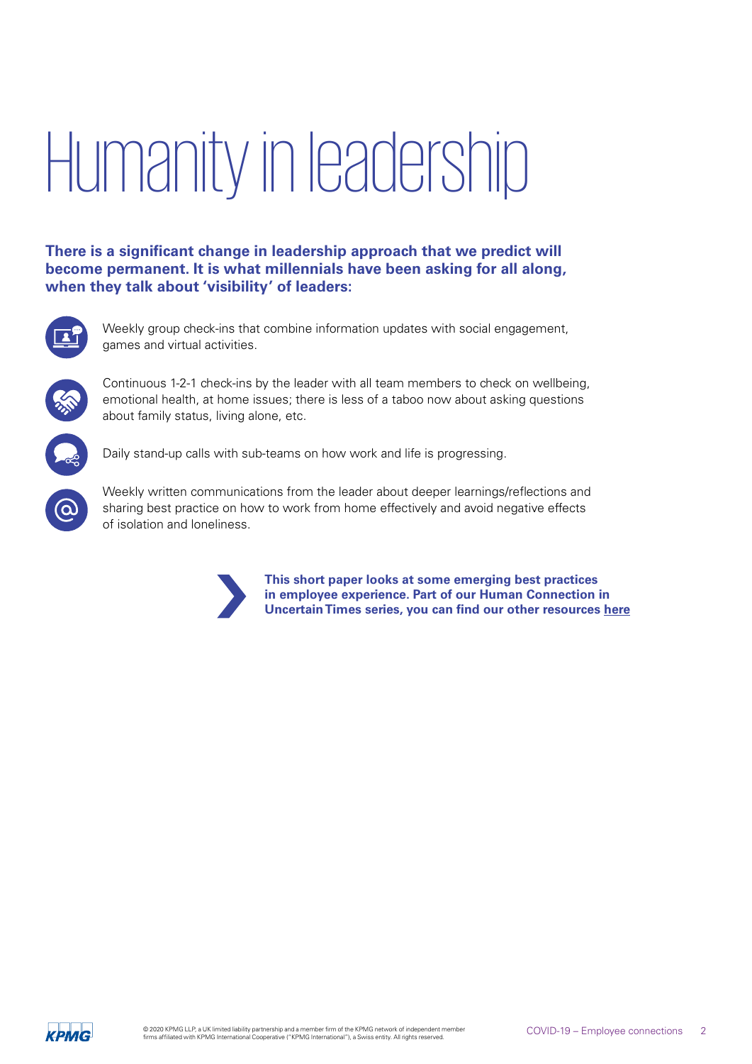# Humanity in leadership

**There is a significant change in leadership approach that we predict will become permanent. It is what millennials have been asking for all along, when they talk about 'visibility' of leaders:**

- Weekly group check-ins that combine information updates with social engagement, games and virtual activities.
- Continuous 1-2-1 check-ins by the leader with all team members to check on wellbeing, emotional health, at home issues; there is less of a taboo now about asking questions about family status, living alone, etc.
- Daily stand-up calls with sub-teams on how work and life is progressing.
- Weekly written communications from the leader about deeper learnings/reflections and sharing best practice on how to work from home effectively and avoid negative effects of isolation and loneliness.

**This short paper looks at some emerging best practices in employee experience. Part of our Human Connection in Uncertain Times series, you can find our other resources here**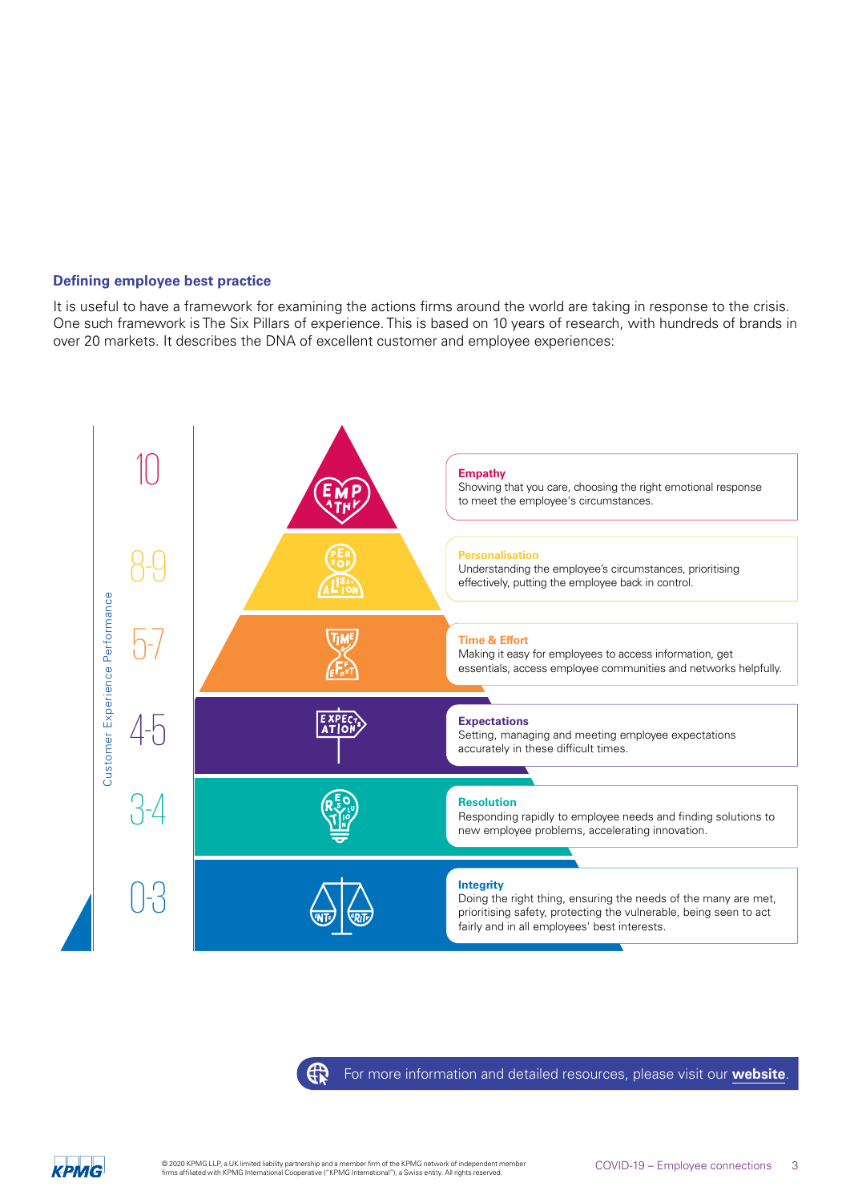### Defining employee best practice

It is useful to have a framework for examining the actions firms around the world are taking in response to the crisis. One such framework is The Six Pillars of experience. This is based on 10 years of research, with hundreds of brands in over 20 markets. It describes the DNA of excellent customer and employee experiences:

Customer Experience Performance

| Score | Pillar | Description |
|---|---|---|
| 10 | **Empathy** | Showing that you care, choosing the right emotional response to meet the employee's circumstances. |
| 8-9 | **Personalisation** | Understanding the employee's circumstances, prioritising effectively, putting the employee back in control. |
| 5-7 | **Time & Effort** | Making it easy for employees to access information, get essentials, access employee communities and networks helpfully. |
| 4-5 | **Expectations** | Setting, managing and meeting employee expectations accurately in these difficult times. |
| 3-4 | **Resolution** | Responding rapidly to employee needs and finding solutions to new employee problems, accelerating innovation. |
| 0-3 | **Integrity** | Doing the right thing, ensuring the needs of the many are met, prioritising safety, protecting the vulnerable, being seen to act fairly and in all employees' best interests. |

For more information and detailed resources, please visit our **website**.

© 2020 KPMG LLP, a UK limited liability partnership and a member firm of the KPMG network of independent member firms affiliated with KPMG International Cooperative ("KPMG International"), a Swiss entity. All rights reserved.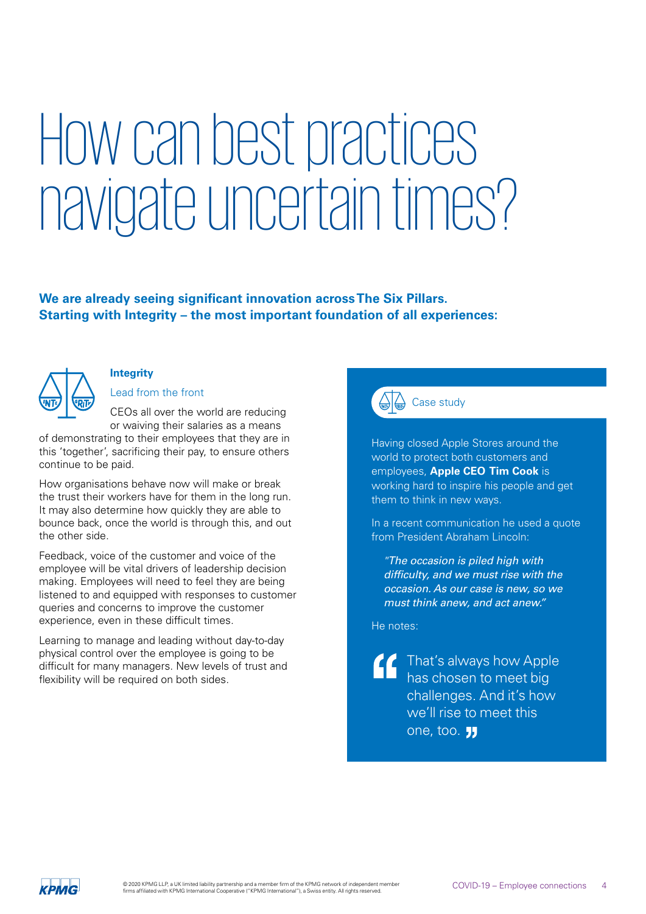# How can best practices navigate uncertain times?

**We are already seeing significant innovation across The Six Pillars. Starting with Integrity – the most important foundation of all experiences:**

### Integrity

Lead from the front

CEOs all over the world are reducing or waiving their salaries as a means of demonstrating to their employees that they are in this 'together', sacrificing their pay, to ensure others continue to be paid.

How organisations behave now will make or break the trust their workers have for them in the long run. It may also determine how quickly they are able to bounce back, once the world is through this, and out the other side.

Feedback, voice of the customer and voice of the employee will be vital drivers of leadership decision making. Employees will need to feel they are being listened to and equipped with responses to customer queries and concerns to improve the customer experience, even in these difficult times.

Learning to manage and leading without day-to-day physical control over the employee is going to be difficult for many managers. New levels of trust and flexibility will be required on both sides.

#### Case study

Having closed Apple Stores around the world to protect both customers and employees, **Apple CEO Tim Cook** is working hard to inspire his people and get them to think in new ways.

In a recent communication he used a quote from President Abraham Lincoln:

> *"The occasion is piled high with difficulty, and we must rise with the occasion. As our case is new, so we must think anew, and act anew."*

He notes:

> "That's always how Apple has chosen to meet big challenges. And it's how we'll rise to meet this one, too."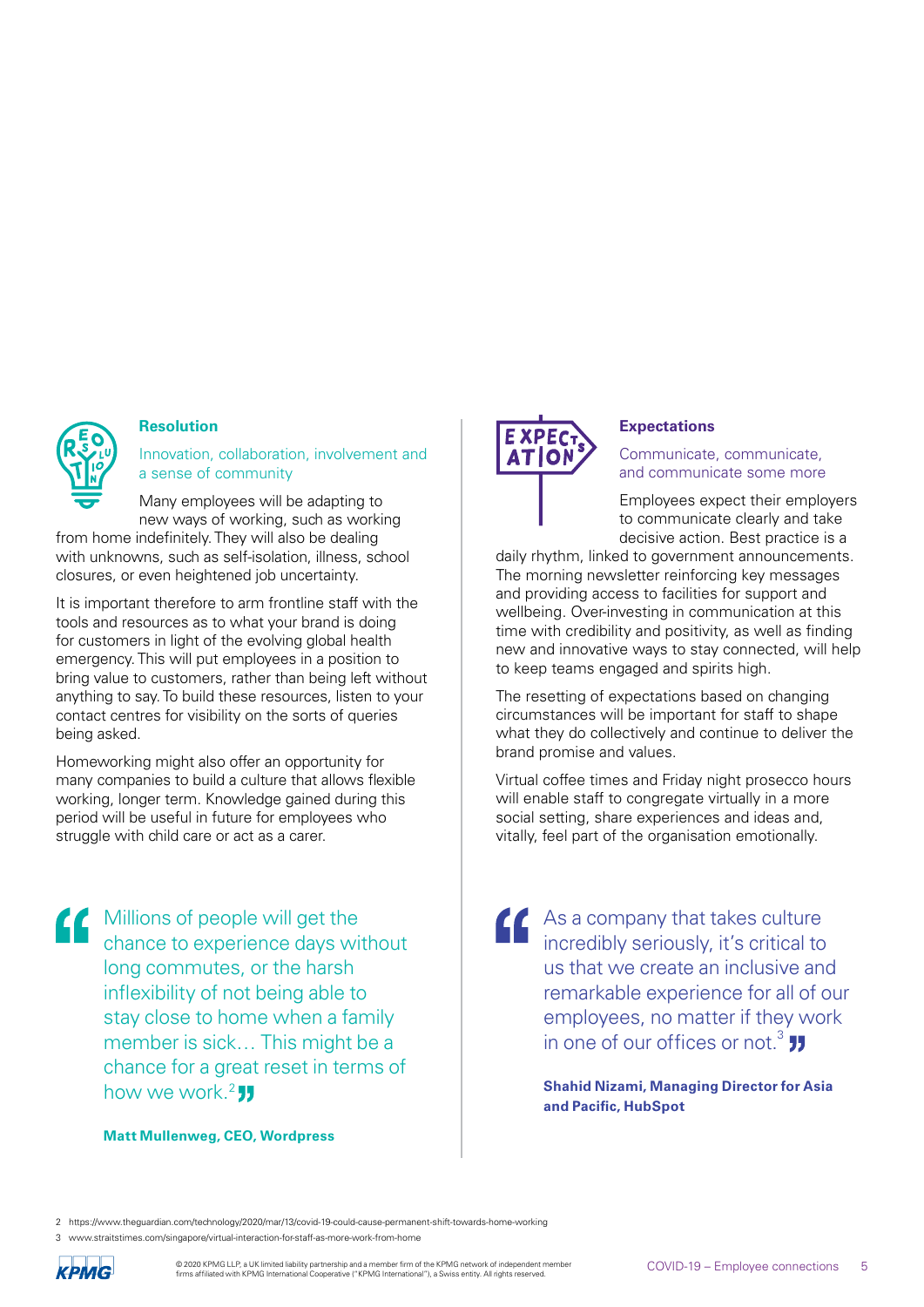### Resolution

Innovation, collaboration, involvement and a sense of community

Many employees will be adapting to new ways of working, such as working from home indefinitely. They will also be dealing with unknowns, such as self-isolation, illness, school closures, or even heightened job uncertainty.

It is important therefore to arm frontline staff with the tools and resources as to what your brand is doing for customers in light of the evolving global health emergency. This will put employees in a position to bring value to customers, rather than being left without anything to say. To build these resources, listen to your contact centres for visibility on the sorts of queries being asked.

Homeworking might also offer an opportunity for many companies to build a culture that allows flexible working, longer term. Knowledge gained during this period will be useful in future for employees who struggle with child care or act as a carer.

> “Millions of people will get the chance to experience days without long commutes, or the harsh inflexibility of not being able to stay close to home when a family member is sick… This might be a chance for a great reset in terms of how we work.[2]”
>
> **Matt Mullenweg, CEO, Wordpress**

### Expectations

Communicate, communicate, and communicate some more

Employees expect their employers to communicate clearly and take decisive action. Best practice is a daily rhythm, linked to government announcements. The morning newsletter reinforcing key messages and providing access to facilities for support and wellbeing. Over-investing in communication at this time with credibility and positivity, as well as finding new and innovative ways to stay connected, will help to keep teams engaged and spirits high.

The resetting of expectations based on changing circumstances will be important for staff to shape what they do collectively and continue to deliver the brand promise and values.

Virtual coffee times and Friday night prosecco hours will enable staff to congregate virtually in a more social setting, share experiences and ideas and, vitally, feel part of the organisation emotionally.

> “As a company that takes culture incredibly seriously, it’s critical to us that we create an inclusive and remarkable experience for all of our employees, no matter if they work in one of our offices or not.[3]”
>
> **Shahid Nizami, Managing Director for Asia and Pacific, HubSpot**

2 https://www.theguardian.com/technology/2020/mar/13/covid-19-could-cause-permanent-shift-towards-home-working

3 www.straitstimes.com/singapore/virtual-interaction-for-staff-as-more-work-from-home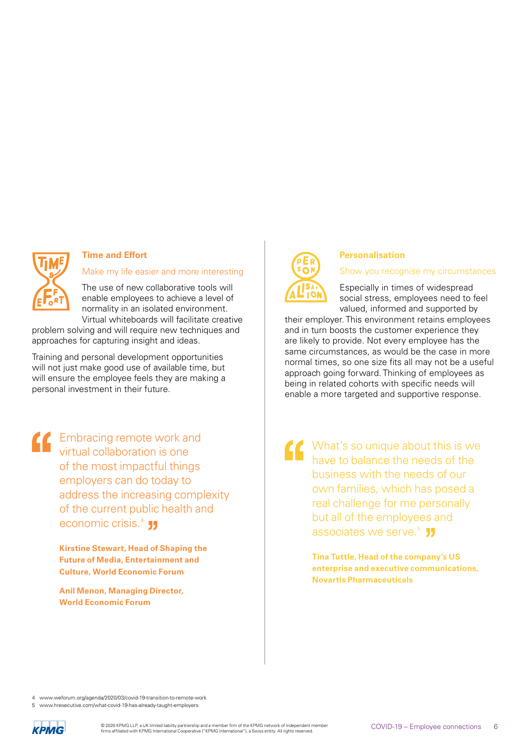### Time and Effort

Make my life easier and more interesting

The use of new collaborative tools will enable employees to achieve a level of normality in an isolated environment. Virtual whiteboards will facilitate creative problem solving and will require new techniques and approaches for capturing insight and ideas.

Training and personal development opportunities will not just make good use of available time, but will ensure the employee feels they are making a personal investment in their future.

> Embracing remote work and virtual collaboration is one of the most impactful things employers can do today to address the increasing complexity of the current public health and economic crisis.[4]

**Kirstine Stewart, Head of Shaping the Future of Media, Entertainment and Culture, World Economic Forum**

**Anil Menon, Managing Director, World Economic Forum**

### Personalisation

Show you recognise my circumstances

Especially in times of widespread social stress, employees need to feel valued, informed and supported by their employer. This environment retains employees and in turn boosts the customer experience they are likely to provide. Not every employee has the same circumstances, as would be the case in more normal times, so one size fits all may not be a useful approach going forward. Thinking of employees as being in related cohorts with specific needs will enable a more targeted and supportive response.

> What's so unique about this is we have to balance the needs of the business with the needs of our own families, which has posed a real challenge for me personally but all of the employees and associates we serve.[5]

**Tina Tuttle, Head of the company's US enterprise and executive communications, Novartis Pharmaceuticals**

4 www.weforum.org/agenda/2020/03/covid-19-transition-to-remote-work
5 www.hrexecutive.com/what-covid-19-has-already-taught-employers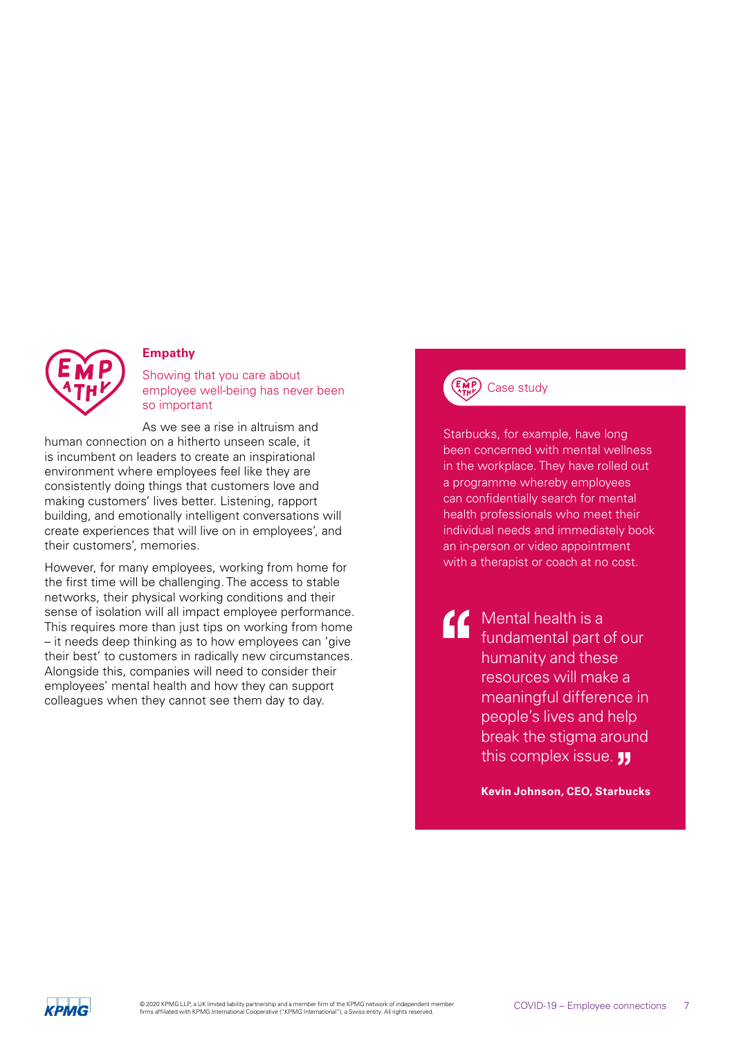## Empathy

Showing that you care about employee well-being has never been so important

As we see a rise in altruism and human connection on a hitherto unseen scale, it is incumbent on leaders to create an inspirational environment where employees feel like they are consistently doing things that customers love and making customers' lives better. Listening, rapport building, and emotionally intelligent conversations will create experiences that will live on in employees', and their customers', memories.

However, for many employees, working from home for the first time will be challenging. The access to stable networks, their physical working conditions and their sense of isolation will all impact employee performance. This requires more than just tips on working from home – it needs deep thinking as to how employees can 'give their best' to customers in radically new circumstances. Alongside this, companies will need to consider their employees' mental health and how they can support colleagues when they cannot see them day to day.

### Case study

Starbucks, for example, have long been concerned with mental wellness in the workplace. They have rolled out a programme whereby employees can confidentially search for mental health professionals who meet their individual needs and immediately book an in-person or video appointment with a therapist or coach at no cost.

> "Mental health is a fundamental part of our humanity and these resources will make a meaningful difference in people's lives and help break the stigma around this complex issue."
>
> **Kevin Johnson, CEO, Starbucks**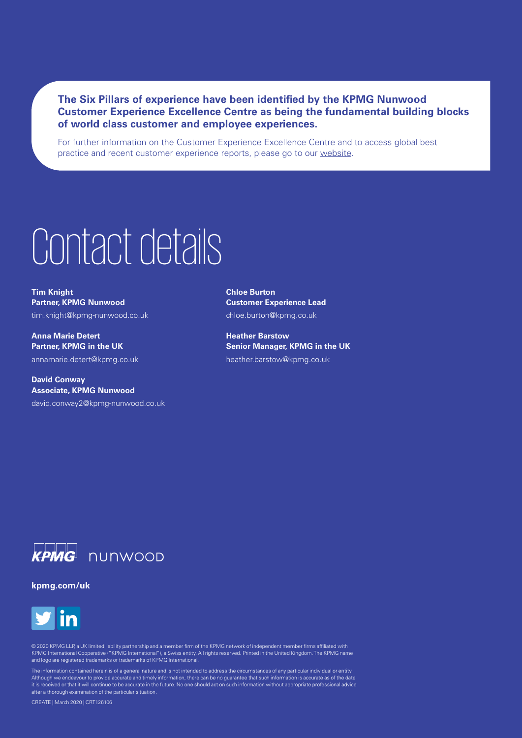**The Six Pillars of experience have been identified by the KPMG Nunwood Customer Experience Excellence Centre as being the fundamental building blocks of world class customer and employee experiences.**

For further information on the Customer Experience Excellence Centre and to access global best practice and recent customer experience reports, please go to our website.

# Contact details

**Tim Knight**
**Partner, KPMG Nunwood**
tim.knight@kpmg-nunwood.co.uk

**Anna Marie Detert**
**Partner, KPMG in the UK**
annamarie.detert@kpmg.co.uk

**David Conway**
**Associate, KPMG Nunwood**
david.conway2@kpmg-nunwood.co.uk

**Chloe Burton**
**Customer Experience Lead**
chloe.burton@kpmg.co.uk

**Heather Barstow**
**Senior Manager, KPMG in the UK**
heather.barstow@kpmg.co.uk

KPMG NUNWOOD

**kpmg.com/uk**

© 2020 KPMG LLP, a UK limited liability partnership and a member firm of the KPMG network of independent member firms affiliated with KPMG International Cooperative ("KPMG International"), a Swiss entity. All rights reserved. Printed in the United Kingdom. The KPMG name and logo are registered trademarks or trademarks of KPMG International.

The information contained herein is of a general nature and is not intended to address the circumstances of any particular individual or entity. Although we endeavour to provide accurate and timely information, there can be no guarantee that such information is accurate as of the date it is received or that it will continue to be accurate in the future. No one should act on such information without appropriate professional advice after a thorough examination of the particular situation.

CREATE | March 2020 | CRT126106